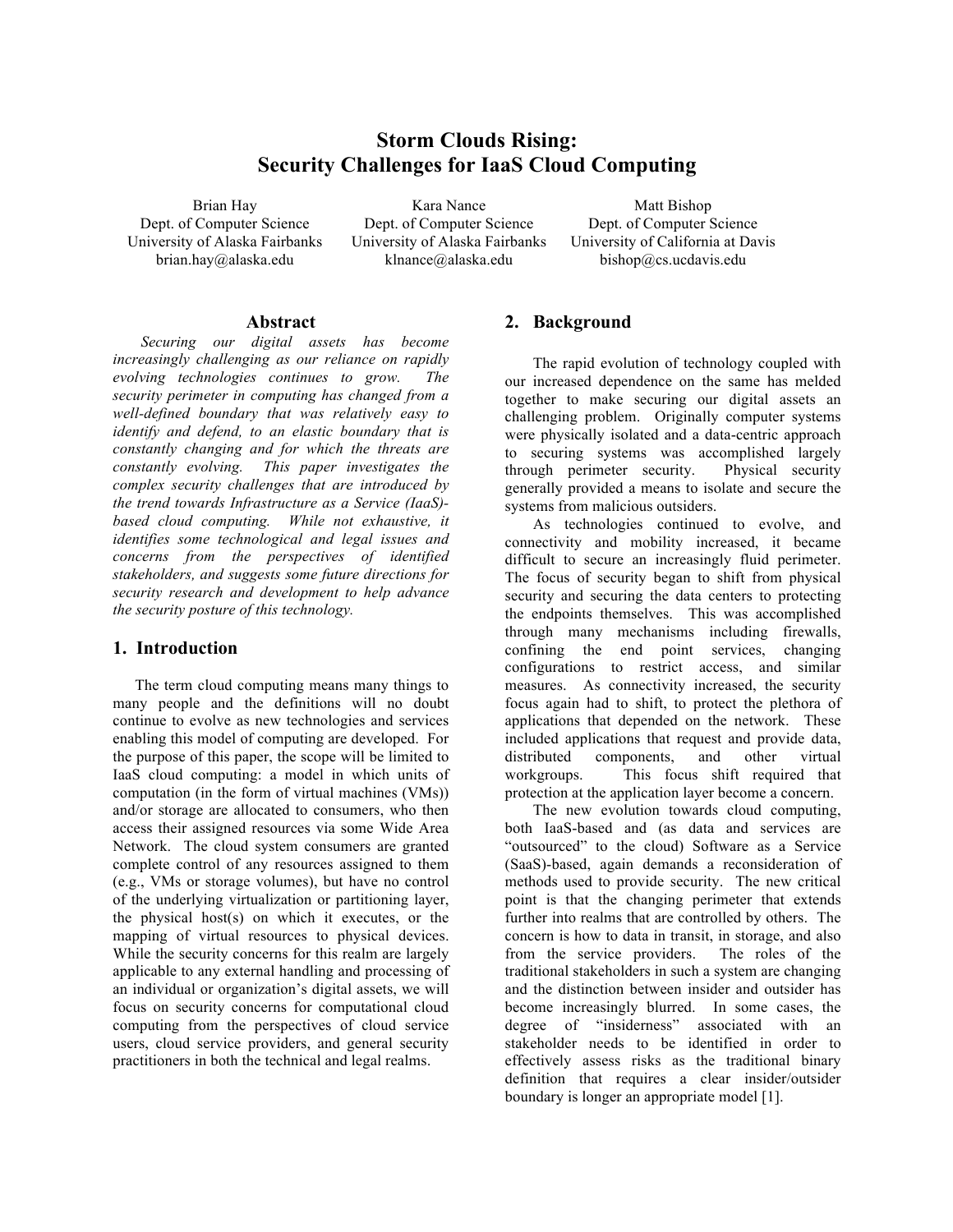# Storm Clouds Rising: Security Challenges for IaaS Cloud Computing

Brian Hay
Dept. of Computer Science
University of Alaska Fairbanks
brian.hay@alaska.edu

Kara Nance
Dept. of Computer Science
University of Alaska Fairbanks
klnance@alaska.edu

Matt Bishop
Dept. of Computer Science
University of California at Davis
bishop@cs.ucdavis.edu

## Abstract

*Securing our digital assets has become increasingly challenging as our reliance on rapidly evolving technologies continues to grow. The security perimeter in computing has changed from a well-defined boundary that was relatively easy to identify and defend, to an elastic boundary that is constantly changing and for which the threats are constantly evolving. This paper investigates the complex security challenges that are introduced by the trend towards Infrastructure as a Service (IaaS)-based cloud computing. While not exhaustive, it identifies some technological and legal issues and concerns from the perspectives of identified stakeholders, and suggests some future directions for security research and development to help advance the security posture of this technology.*

## 1. Introduction

The term cloud computing means many things to many people and the definitions will no doubt continue to evolve as new technologies and services enabling this model of computing are developed. For the purpose of this paper, the scope will be limited to IaaS cloud computing: a model in which units of computation (in the form of virtual machines (VMs)) and/or storage are allocated to consumers, who then access their assigned resources via some Wide Area Network. The cloud system consumers are granted complete control of any resources assigned to them (e.g., VMs or storage volumes), but have no control of the underlying virtualization or partitioning layer, the physical host(s) on which it executes, or the mapping of virtual resources to physical devices. While the security concerns for this realm are largely applicable to any external handling and processing of an individual or organization's digital assets, we will focus on security concerns for computational cloud computing from the perspectives of cloud service users, cloud service providers, and general security practitioners in both the technical and legal realms.

## 2. Background

The rapid evolution of technology coupled with our increased dependence on the same has melded together to make securing our digital assets an challenging problem. Originally computer systems were physically isolated and a data-centric approach to securing systems was accomplished largely through perimeter security. Physical security generally provided a means to isolate and secure the systems from malicious outsiders.

As technologies continued to evolve, and connectivity and mobility increased, it became difficult to secure an increasingly fluid perimeter. The focus of security began to shift from physical security and securing the data centers to protecting the endpoints themselves. This was accomplished through many mechanisms including firewalls, confining the end point services, changing configurations to restrict access, and similar measures. As connectivity increased, the security focus again had to shift, to protect the plethora of applications that depended on the network. These included applications that request and provide data, distributed components, and other virtual workgroups. This focus shift required that protection at the application layer become a concern.

The new evolution towards cloud computing, both IaaS-based and (as data and services are "outsourced" to the cloud) Software as a Service (SaaS)-based, again demands a reconsideration of methods used to provide security. The new critical point is that the changing perimeter that extends further into realms that are controlled by others. The concern is how to data in transit, in storage, and also from the service providers. The roles of the traditional stakeholders in such a system are changing and the distinction between insider and outsider has become increasingly blurred. In some cases, the degree of "insiderness" associated with an stakeholder needs to be identified in order to effectively assess risks as the traditional binary definition that requires a clear insider/outsider boundary is longer an appropriate model [1].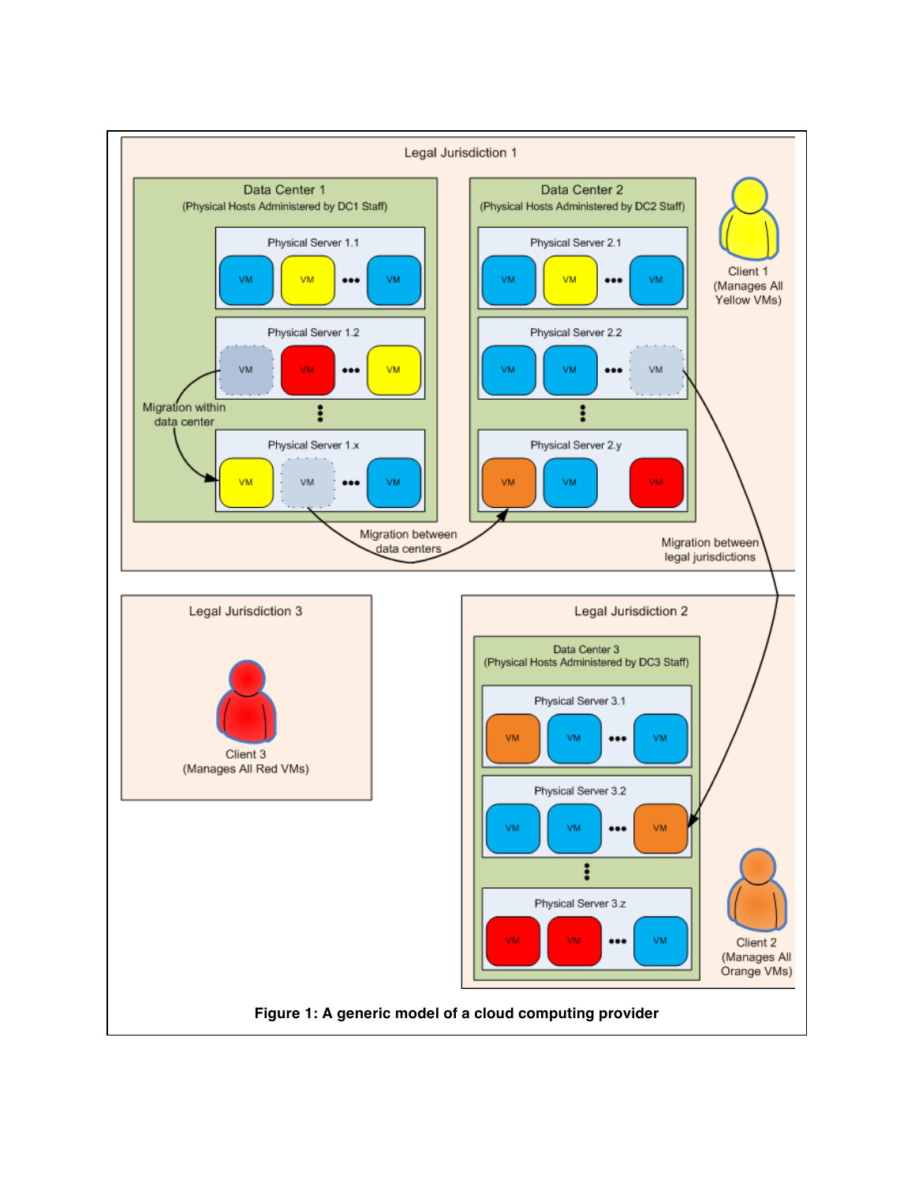**Figure 1: A generic model of a cloud computing provider**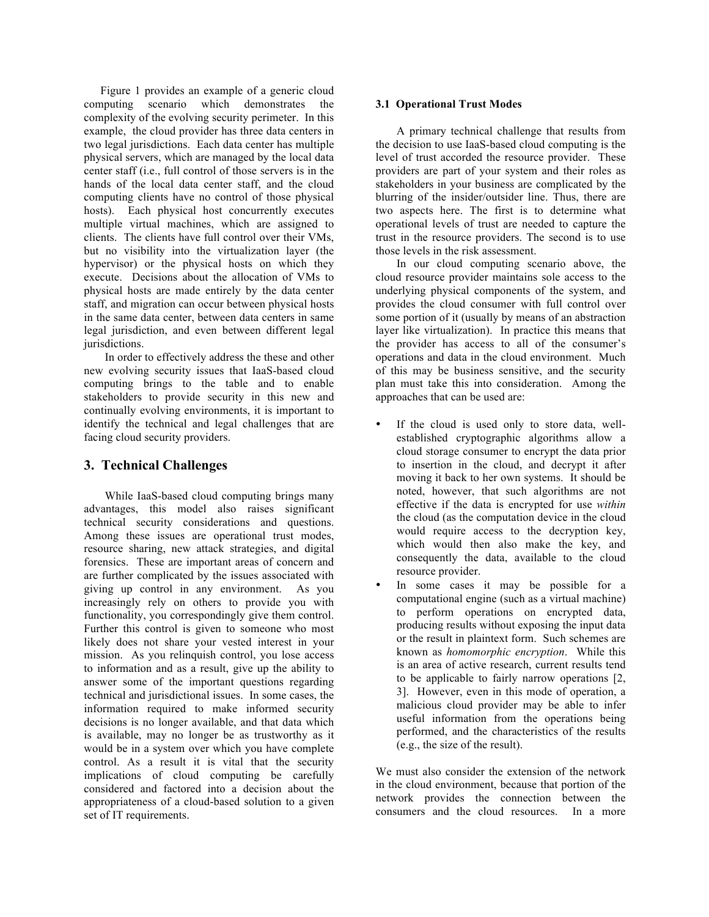Figure 1 provides an example of a generic cloud computing scenario which demonstrates the complexity of the evolving security perimeter. In this example, the cloud provider has three data centers in two legal jurisdictions. Each data center has multiple physical servers, which are managed by the local data center staff (i.e., full control of those servers is in the hands of the local data center staff, and the cloud computing clients have no control of those physical hosts). Each physical host concurrently executes multiple virtual machines, which are assigned to clients. The clients have full control over their VMs, but no visibility into the virtualization layer (the hypervisor) or the physical hosts on which they execute. Decisions about the allocation of VMs to physical hosts are made entirely by the data center staff, and migration can occur between physical hosts in the same data center, between data centers in same legal jurisdiction, and even between different legal jurisdictions.

In order to effectively address the these and other new evolving security issues that IaaS-based cloud computing brings to the table and to enable stakeholders to provide security in this new and continually evolving environments, it is important to identify the technical and legal challenges that are facing cloud security providers.

## 3. Technical Challenges

While IaaS-based cloud computing brings many advantages, this model also raises significant technical security considerations and questions. Among these issues are operational trust modes, resource sharing, new attack strategies, and digital forensics. These are important areas of concern and are further complicated by the issues associated with giving up control in any environment. As you increasingly rely on others to provide you with functionality, you correspondingly give them control. Further this control is given to someone who most likely does not share your vested interest in your mission. As you relinquish control, you lose access to information and as a result, give up the ability to answer some of the important questions regarding technical and jurisdictional issues. In some cases, the information required to make informed security decisions is no longer available, and that data which is available, may no longer be as trustworthy as it would be in a system over which you have complete control. As a result it is vital that the security implications of cloud computing be carefully considered and factored into a decision about the appropriateness of a cloud-based solution to a given set of IT requirements.

### 3.1 Operational Trust Modes

A primary technical challenge that results from the decision to use IaaS-based cloud computing is the level of trust accorded the resource provider. These providers are part of your system and their roles as stakeholders in your business are complicated by the blurring of the insider/outsider line. Thus, there are two aspects here. The first is to determine what operational levels of trust are needed to capture the trust in the resource providers. The second is to use those levels in the risk assessment.

In our cloud computing scenario above, the cloud resource provider maintains sole access to the underlying physical components of the system, and provides the cloud consumer with full control over some portion of it (usually by means of an abstraction layer like virtualization). In practice this means that the provider has access to all of the consumer's operations and data in the cloud environment. Much of this may be business sensitive, and the security plan must take this into consideration. Among the approaches that can be used are:

- If the cloud is used only to store data, well-established cryptographic algorithms allow a cloud storage consumer to encrypt the data prior to insertion in the cloud, and decrypt it after moving it back to her own systems. It should be noted, however, that such algorithms are not effective if the data is encrypted for use *within* the cloud (as the computation device in the cloud would require access to the decryption key, which would then also make the key, and consequently the data, available to the cloud resource provider.
- In some cases it may be possible for a computational engine (such as a virtual machine) to perform operations on encrypted data, producing results without exposing the input data or the result in plaintext form. Such schemes are known as *homomorphic encryption*. While this is an area of active research, current results tend to be applicable to fairly narrow operations [2, 3]. However, even in this mode of operation, a malicious cloud provider may be able to infer useful information from the operations being performed, and the characteristics of the results (e.g., the size of the result).

We must also consider the extension of the network in the cloud environment, because that portion of the network provides the connection between the consumers and the cloud resources. In a more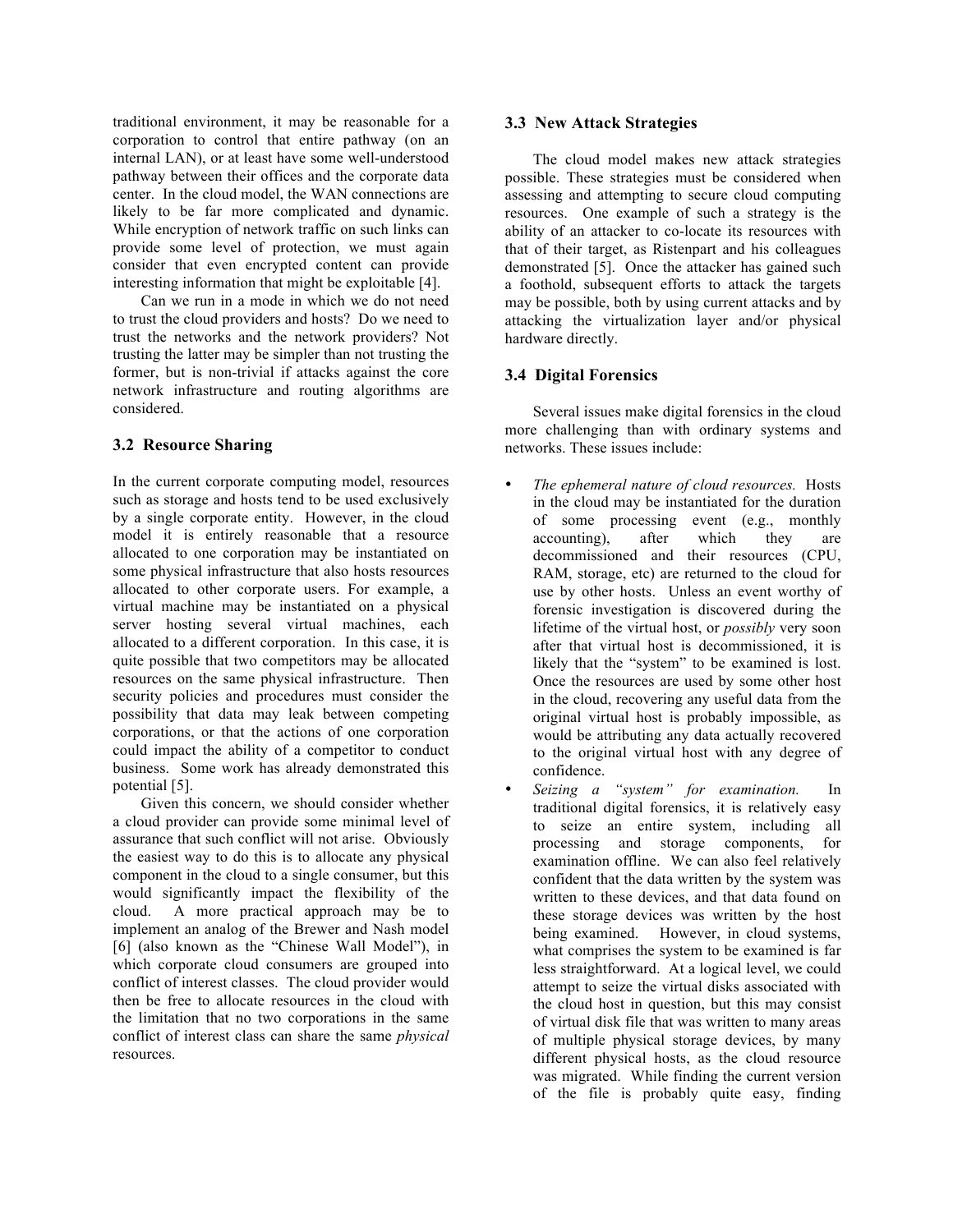traditional environment, it may be reasonable for a corporation to control that entire pathway (on an internal LAN), or at least have some well-understood pathway between their offices and the corporate data center. In the cloud model, the WAN connections are likely to be far more complicated and dynamic. While encryption of network traffic on such links can provide some level of protection, we must again consider that even encrypted content can provide interesting information that might be exploitable [4].

Can we run in a mode in which we do not need to trust the cloud providers and hosts? Do we need to trust the networks and the network providers? Not trusting the latter may be simpler than not trusting the former, but is non-trivial if attacks against the core network infrastructure and routing algorithms are considered.

### 3.2 Resource Sharing

In the current corporate computing model, resources such as storage and hosts tend to be used exclusively by a single corporate entity. However, in the cloud model it is entirely reasonable that a resource allocated to one corporation may be instantiated on some physical infrastructure that also hosts resources allocated to other corporate users. For example, a virtual machine may be instantiated on a physical server hosting several virtual machines, each allocated to a different corporation. In this case, it is quite possible that two competitors may be allocated resources on the same physical infrastructure. Then security policies and procedures must consider the possibility that data may leak between competing corporations, or that the actions of one corporation could impact the ability of a competitor to conduct business. Some work has already demonstrated this potential [5].

Given this concern, we should consider whether a cloud provider can provide some minimal level of assurance that such conflict will not arise. Obviously the easiest way to do this is to allocate any physical component in the cloud to a single consumer, but this would significantly impact the flexibility of the cloud. A more practical approach may be to implement an analog of the Brewer and Nash model [6] (also known as the "Chinese Wall Model"), in which corporate cloud consumers are grouped into conflict of interest classes. The cloud provider would then be free to allocate resources in the cloud with the limitation that no two corporations in the same conflict of interest class can share the same *physical* resources.

### 3.3 New Attack Strategies

The cloud model makes new attack strategies possible. These strategies must be considered when assessing and attempting to secure cloud computing resources. One example of such a strategy is the ability of an attacker to co-locate its resources with that of their target, as Ristenpart and his colleagues demonstrated [5]. Once the attacker has gained such a foothold, subsequent efforts to attack the targets may be possible, both by using current attacks and by attacking the virtualization layer and/or physical hardware directly.

### 3.4 Digital Forensics

Several issues make digital forensics in the cloud more challenging than with ordinary systems and networks. These issues include:

- *The ephemeral nature of cloud resources.* Hosts in the cloud may be instantiated for the duration of some processing event (e.g., monthly accounting), after which they are decommissioned and their resources (CPU, RAM, storage, etc) are returned to the cloud for use by other hosts. Unless an event worthy of forensic investigation is discovered during the lifetime of the virtual host, or *possibly* very soon after that virtual host is decommissioned, it is likely that the "system" to be examined is lost. Once the resources are used by some other host in the cloud, recovering any useful data from the original virtual host is probably impossible, as would be attributing any data actually recovered to the original virtual host with any degree of confidence.
- *Seizing a "system" for examination.* In traditional digital forensics, it is relatively easy to seize an entire system, including all processing and storage components, for examination offline. We can also feel relatively confident that the data written by the system was written to these devices, and that data found on these storage devices was written by the host being examined. However, in cloud systems, what comprises the system to be examined is far less straightforward. At a logical level, we could attempt to seize the virtual disks associated with the cloud host in question, but this may consist of virtual disk file that was written to many areas of multiple physical storage devices, by many different physical hosts, as the cloud resource was migrated. While finding the current version of the file is probably quite easy, finding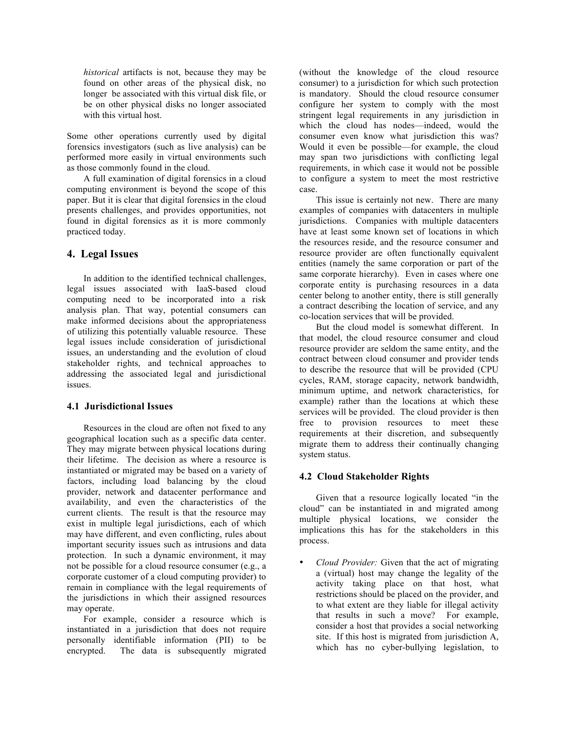*historical* artifacts is not, because they may be found on other areas of the physical disk, no longer be associated with this virtual disk file, or be on other physical disks no longer associated with this virtual host.

Some other operations currently used by digital forensics investigators (such as live analysis) can be performed more easily in virtual environments such as those commonly found in the cloud.

A full examination of digital forensics in a cloud computing environment is beyond the scope of this paper. But it is clear that digital forensics in the cloud presents challenges, and provides opportunities, not found in digital forensics as it is more commonly practiced today.

## 4. Legal Issues

In addition to the identified technical challenges, legal issues associated with IaaS-based cloud computing need to be incorporated into a risk analysis plan. That way, potential consumers can make informed decisions about the appropriateness of utilizing this potentially valuable resource. These legal issues include consideration of jurisdictional issues, an understanding and the evolution of cloud stakeholder rights, and technical approaches to addressing the associated legal and jurisdictional issues.

### 4.1 Jurisdictional Issues

Resources in the cloud are often not fixed to any geographical location such as a specific data center. They may migrate between physical locations during their lifetime. The decision as where a resource is instantiated or migrated may be based on a variety of factors, including load balancing by the cloud provider, network and datacenter performance and availability, and even the characteristics of the current clients. The result is that the resource may exist in multiple legal jurisdictions, each of which may have different, and even conflicting, rules about important security issues such as intrusions and data protection. In such a dynamic environment, it may not be possible for a cloud resource consumer (e.g., a corporate customer of a cloud computing provider) to remain in compliance with the legal requirements of the jurisdictions in which their assigned resources may operate.

For example, consider a resource which is instantiated in a jurisdiction that does not require personally identifiable information (PII) to be encrypted. The data is subsequently migrated (without the knowledge of the cloud resource consumer) to a jurisdiction for which such protection is mandatory. Should the cloud resource consumer configure her system to comply with the most stringent legal requirements in any jurisdiction in which the cloud has nodes—indeed, would the consumer even know what jurisdiction this was? Would it even be possible—for example, the cloud may span two jurisdictions with conflicting legal requirements, in which case it would not be possible to configure a system to meet the most restrictive case.

This issue is certainly not new. There are many examples of companies with datacenters in multiple jurisdictions. Companies with multiple datacenters have at least some known set of locations in which the resources reside, and the resource consumer and resource provider are often functionally equivalent entities (namely the same corporation or part of the same corporate hierarchy). Even in cases where one corporate entity is purchasing resources in a data center belong to another entity, there is still generally a contract describing the location of service, and any co-location services that will be provided.

But the cloud model is somewhat different. In that model, the cloud resource consumer and cloud resource provider are seldom the same entity, and the contract between cloud consumer and provider tends to describe the resource that will be provided (CPU cycles, RAM, storage capacity, network bandwidth, minimum uptime, and network characteristics, for example) rather than the locations at which these services will be provided. The cloud provider is then free to provision resources to meet these requirements at their discretion, and subsequently migrate them to address their continually changing system status.

### 4.2 Cloud Stakeholder Rights

Given that a resource logically located "in the cloud" can be instantiated in and migrated among multiple physical locations, we consider the implications this has for the stakeholders in this process.

- *Cloud Provider:* Given that the act of migrating a (virtual) host may change the legality of the activity taking place on that host, what restrictions should be placed on the provider, and to what extent are they liable for illegal activity that results in such a move? For example, consider a host that provides a social networking site. If this host is migrated from jurisdiction A, which has no cyber-bullying legislation, to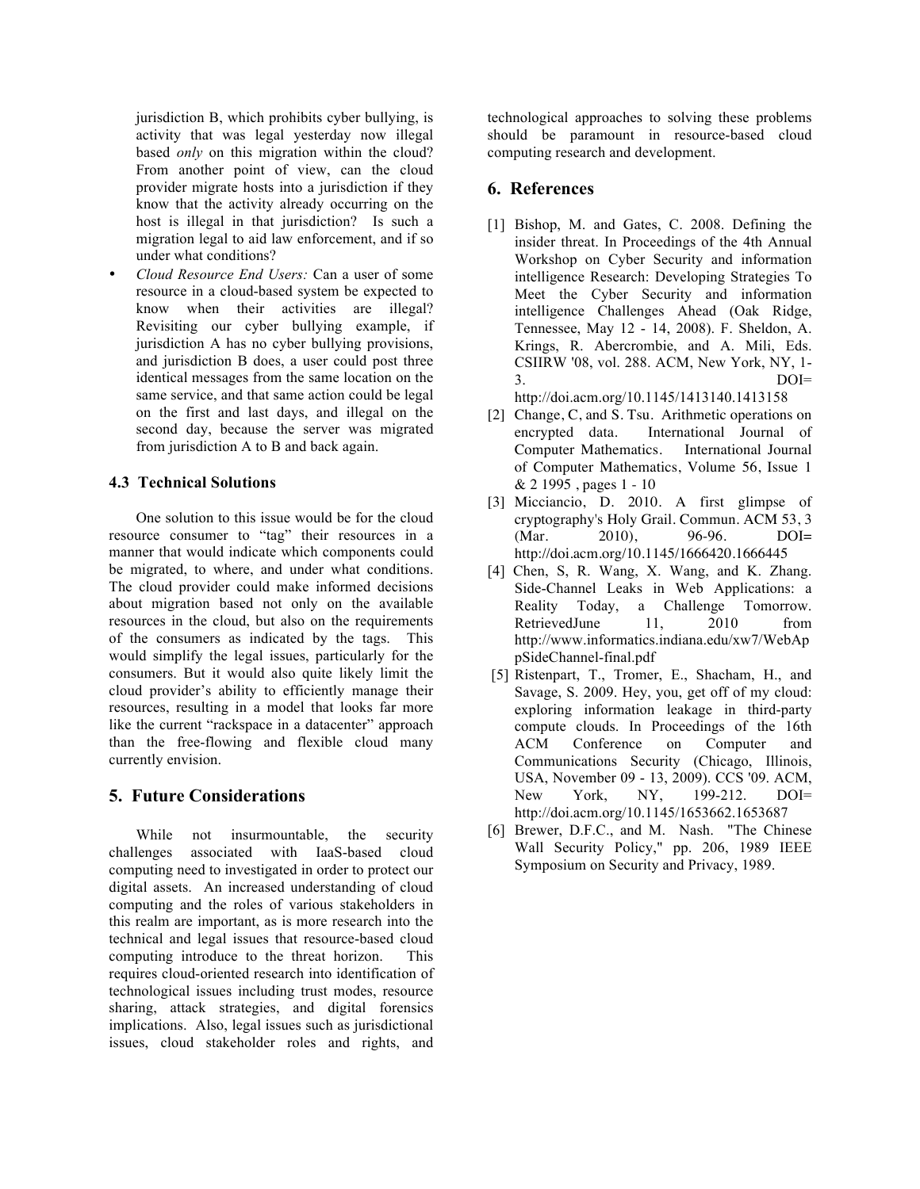jurisdiction B, which prohibits cyber bullying, is activity that was legal yesterday now illegal based *only* on this migration within the cloud? From another point of view, can the cloud provider migrate hosts into a jurisdiction if they know that the activity already occurring on the host is illegal in that jurisdiction? Is such a migration legal to aid law enforcement, and if so under what conditions?

- *Cloud Resource End Users:* Can a user of some resource in a cloud-based system be expected to know when their activities are illegal? Revisiting our cyber bullying example, if jurisdiction A has no cyber bullying provisions, and jurisdiction B does, a user could post three identical messages from the same location on the same service, and that same action could be legal on the first and last days, and illegal on the second day, because the server was migrated from jurisdiction A to B and back again.

### 4.3 Technical Solutions

One solution to this issue would be for the cloud resource consumer to "tag" their resources in a manner that would indicate which components could be migrated, to where, and under what conditions. The cloud provider could make informed decisions about migration based not only on the available resources in the cloud, but also on the requirements of the consumers as indicated by the tags. This would simplify the legal issues, particularly for the consumers. But it would also quite likely limit the cloud provider's ability to efficiently manage their resources, resulting in a model that looks far more like the current "rackspace in a datacenter" approach than the free-flowing and flexible cloud many currently envision.

## 5. Future Considerations

While not insurmountable, the security challenges associated with IaaS-based cloud computing need to investigated in order to protect our digital assets. An increased understanding of cloud computing and the roles of various stakeholders in this realm are important, as is more research into the technical and legal issues that resource-based cloud computing introduce to the threat horizon. This requires cloud-oriented research into identification of technological issues including trust modes, resource sharing, attack strategies, and digital forensics implications. Also, legal issues such as jurisdictional issues, cloud stakeholder roles and rights, and technological approaches to solving these problems should be paramount in resource-based cloud computing research and development.

## 6. References

[1] Bishop, M. and Gates, C. 2008. Defining the insider threat. In Proceedings of the 4th Annual Workshop on Cyber Security and information intelligence Research: Developing Strategies To Meet the Cyber Security and information intelligence Challenges Ahead (Oak Ridge, Tennessee, May 12 - 14, 2008). F. Sheldon, A. Krings, R. Abercrombie, and A. Mili, Eds. CSIIRW '08, vol. 288. ACM, New York, NY, 1-3. DOI= http://doi.acm.org/10.1145/1413140.1413158

[2] Change, C, and S. Tsu. Arithmetic operations on encrypted data. International Journal of Computer Mathematics. International Journal of Computer Mathematics, Volume 56, Issue 1 & 2 1995 , pages 1 - 10

[3] Micciancio, D. 2010. A first glimpse of cryptography's Holy Grail. Commun. ACM 53, 3 (Mar. 2010), 96-96. DOI= http://doi.acm.org/10.1145/1666420.1666445

[4] Chen, S, R. Wang, X. Wang, and K. Zhang. Side-Channel Leaks in Web Applications: a Reality Today, a Challenge Tomorrow. RetrievedJune 11, 2010 from http://www.informatics.indiana.edu/xw7/WebAppSideChannel-final.pdf

[5] Ristenpart, T., Tromer, E., Shacham, H., and Savage, S. 2009. Hey, you, get off of my cloud: exploring information leakage in third-party compute clouds. In Proceedings of the 16th ACM Conference on Computer and Communications Security (Chicago, Illinois, USA, November 09 - 13, 2009). CCS '09. ACM, New York, NY, 199-212. DOI= http://doi.acm.org/10.1145/1653662.1653687

[6] Brewer, D.F.C., and M. Nash. "The Chinese Wall Security Policy," pp. 206, 1989 IEEE Symposium on Security and Privacy, 1989.